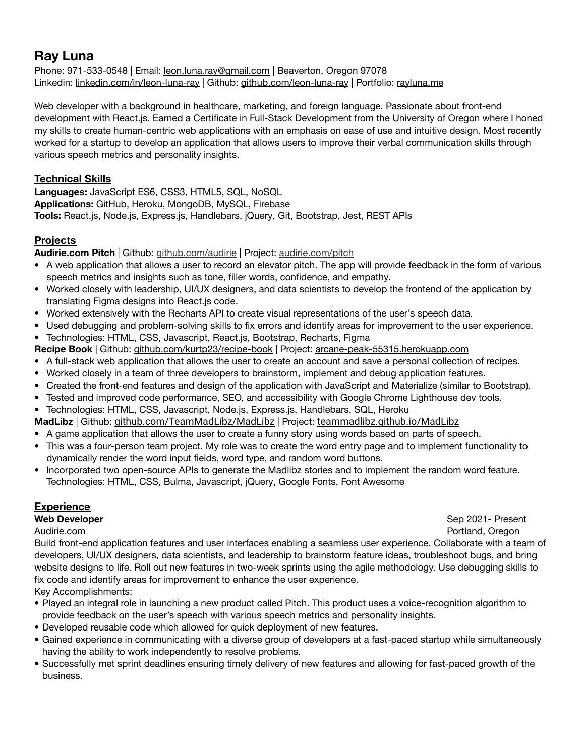# Ray Luna

Phone: 971-533-0548 | Email: leon.luna.ray@gmail.com | Beaverton, Oregon 97078
Linkedin: linkedin.com/in/leon-luna-ray | Github: github.com/leon-luna-ray | Portfolio: rayluna.me

Web developer with a background in healthcare, marketing, and foreign language. Passionate about front-end development with React.js. Earned a Certificate in Full-Stack Development from the University of Oregon where I honed my skills to create human-centric web applications with an emphasis on ease of use and intuitive design. Most recently worked for a startup to develop an application that allows users to improve their verbal communication skills through various speech metrics and personality insights.

## Technical Skills

**Languages:** JavaScript ES6, CSS3, HTML5, SQL, NoSQL
**Applications:** GitHub, Heroku, MongoDB, MySQL, Firebase
**Tools:** React.js, Node.js, Express.js, Handlebars, jQuery, Git, Bootstrap, Jest, REST APIs

## Projects

**Audirie.com Pitch** | Github: github.com/audirie | Project: audirie.com/pitch

- A web application that allows a user to record an elevator pitch. The app will provide feedback in the form of various speech metrics and insights such as tone, filler words, confidence, and empathy.
- Worked closely with leadership, UI/UX designers, and data scientists to develop the frontend of the application by translating Figma designs into React.js code.
- Worked extensively with the Recharts API to create visual representations of the user's speech data.
- Used debugging and problem-solving skills to fix errors and identify areas for improvement to the user experience.
- Technologies: HTML, CSS, Javascript, React.js, Bootstrap, Recharts, Figma

**Recipe Book** | Github: github.com/kurtp23/recipe-book | Project: arcane-peak-55315.herokuapp.com

- A full-stack web application that allows the user to create an account and save a personal collection of recipes.
- Worked closely in a team of three developers to brainstorm, implement and debug application features.
- Created the front-end features and design of the application with JavaScript and Materialize (similar to Bootstrap).
- Tested and improved code performance, SEO, and accessibility with Google Chrome Lighthouse dev tools.
- Technologies: HTML, CSS, Javascript, Node.js, Express.js, Handlebars, SQL, Heroku

**MadLibz** | Github: github.com/TeamMadLibz/MadLibz | Project: teammadlibz.github.io/MadLibz

- A game application that allows the user to create a funny story using words based on parts of speech.
- This was a four-person team project. My role was to create the word entry page and to implement functionality to dynamically render the word input fields, word type, and random word buttons.
- Incorporated two open-source APIs to generate the Madlibz stories and to implement the random word feature. Technologies: HTML, CSS, Bulma, Javascript, jQuery, Google Fonts, Font Awesome

## Experience

**Web Developer** — Sep 2021- Present
Audirie.com — Portland, Oregon

Build front-end application features and user interfaces enabling a seamless user experience. Collaborate with a team of developers, UI/UX designers, data scientists, and leadership to brainstorm feature ideas, troubleshoot bugs, and bring website designs to life. Roll out new features in two-week sprints using the agile methodology. Use debugging skills to fix code and identify areas for improvement to enhance the user experience.

Key Accomplishments:

- Played an integral role in launching a new product called Pitch. This product uses a voice-recognition algorithm to provide feedback on the user's speech with various speech metrics and personality insights.
- Developed reusable code which allowed for quick deployment of new features.
- Gained experience in communicating with a diverse group of developers at a fast-paced startup while simultaneously having the ability to work independently to resolve problems.
- Successfully met sprint deadlines ensuring timely delivery of new features and allowing for fast-paced growth of the business.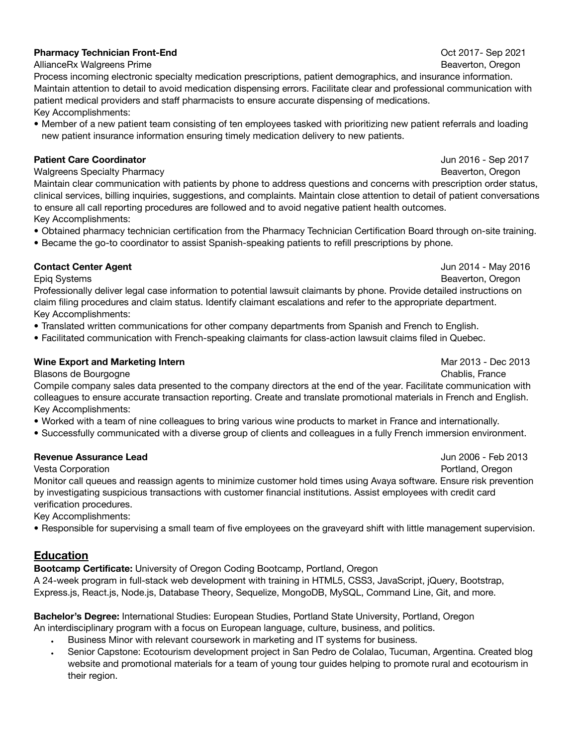**Pharmacy Technician Front-End** Oct 2017- Sep 2021
AllianceRx Walgreens Prime Beaverton, Oregon
Process incoming electronic specialty medication prescriptions, patient demographics, and insurance information. Maintain attention to detail to avoid medication dispensing errors. Facilitate clear and professional communication with patient medical providers and staff pharmacists to ensure accurate dispensing of medications.
Key Accomplishments:

- Member of a new patient team consisting of ten employees tasked with prioritizing new patient referrals and loading new patient insurance information ensuring timely medication delivery to new patients.

**Patient Care Coordinator** Jun 2016 - Sep 2017
Walgreens Specialty Pharmacy Beaverton, Oregon
Maintain clear communication with patients by phone to address questions and concerns with prescription order status, clinical services, billing inquiries, suggestions, and complaints. Maintain close attention to detail of patient conversations to ensure all call reporting procedures are followed and to avoid negative patient health outcomes.
Key Accomplishments:

- Obtained pharmacy technician certification from the Pharmacy Technician Certification Board through on-site training.
- Became the go-to coordinator to assist Spanish-speaking patients to refill prescriptions by phone.

**Contact Center Agent** Jun 2014 - May 2016
Epiq Systems Beaverton, Oregon
Professionally deliver legal case information to potential lawsuit claimants by phone. Provide detailed instructions on claim filing procedures and claim status. Identify claimant escalations and refer to the appropriate department.
Key Accomplishments:

- Translated written communications for other company departments from Spanish and French to English.
- Facilitated communication with French-speaking claimants for class-action lawsuit claims filed in Quebec.

**Wine Export and Marketing Intern** Mar 2013 - Dec 2013
Blasons de Bourgogne Chablis, France
Compile company sales data presented to the company directors at the end of the year. Facilitate communication with colleagues to ensure accurate transaction reporting. Create and translate promotional materials in French and English.
Key Accomplishments:

- Worked with a team of nine colleagues to bring various wine products to market in France and internationally.
- Successfully communicated with a diverse group of clients and colleagues in a fully French immersion environment.

**Revenue Assurance Lead** Jun 2006 - Feb 2013
Vesta Corporation Portland, Oregon
Monitor call queues and reassign agents to minimize customer hold times using Avaya software. Ensure risk prevention by investigating suspicious transactions with customer financial institutions. Assist employees with credit card verification procedures.
Key Accomplishments:

- Responsible for supervising a small team of five employees on the graveyard shift with little management supervision.

## Education

**Bootcamp Certificate:** University of Oregon Coding Bootcamp, Portland, Oregon
A 24-week program in full-stack web development with training in HTML5, CSS3, JavaScript, jQuery, Bootstrap, Express.js, React.js, Node.js, Database Theory, Sequelize, MongoDB, MySQL, Command Line, Git, and more.

**Bachelor's Degree:** International Studies: European Studies, Portland State University, Portland, Oregon
An interdisciplinary program with a focus on European language, culture, business, and politics.

- Business Minor with relevant coursework in marketing and IT systems for business.
- Senior Capstone: Ecotourism development project in San Pedro de Colalao, Tucuman, Argentina. Created blog website and promotional materials for a team of young tour guides helping to promote rural and ecotourism in their region.